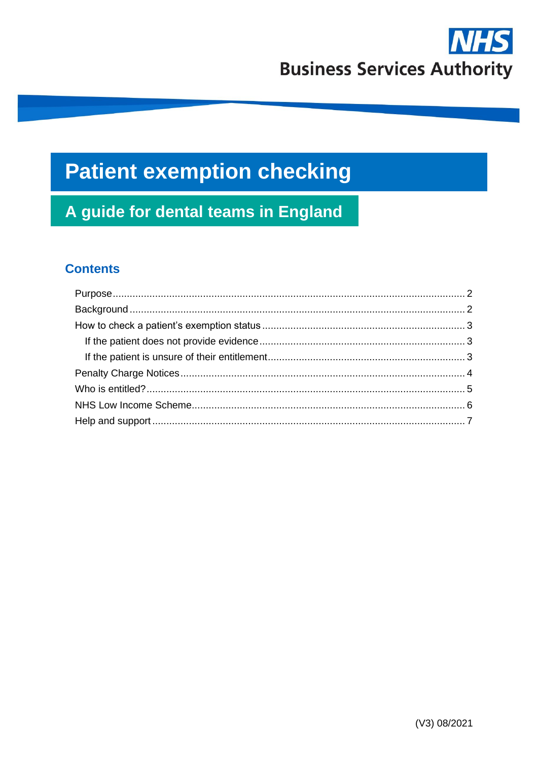NHS Business Services Authority

# Patient exemption checking

## A guide for dental teams in England

### Contents

- Purpose ........ 2
- Background ........ 2
- How to check a patient's exemption status ........ 3
  - If the patient does not provide evidence ........ 3
  - If the patient is unsure of their entitlement ........ 3
- Penalty Charge Notices ........ 4
- Who is entitled? ........ 5
- NHS Low Income Scheme ........ 6
- Help and support ........ 7

(V3) 08/2021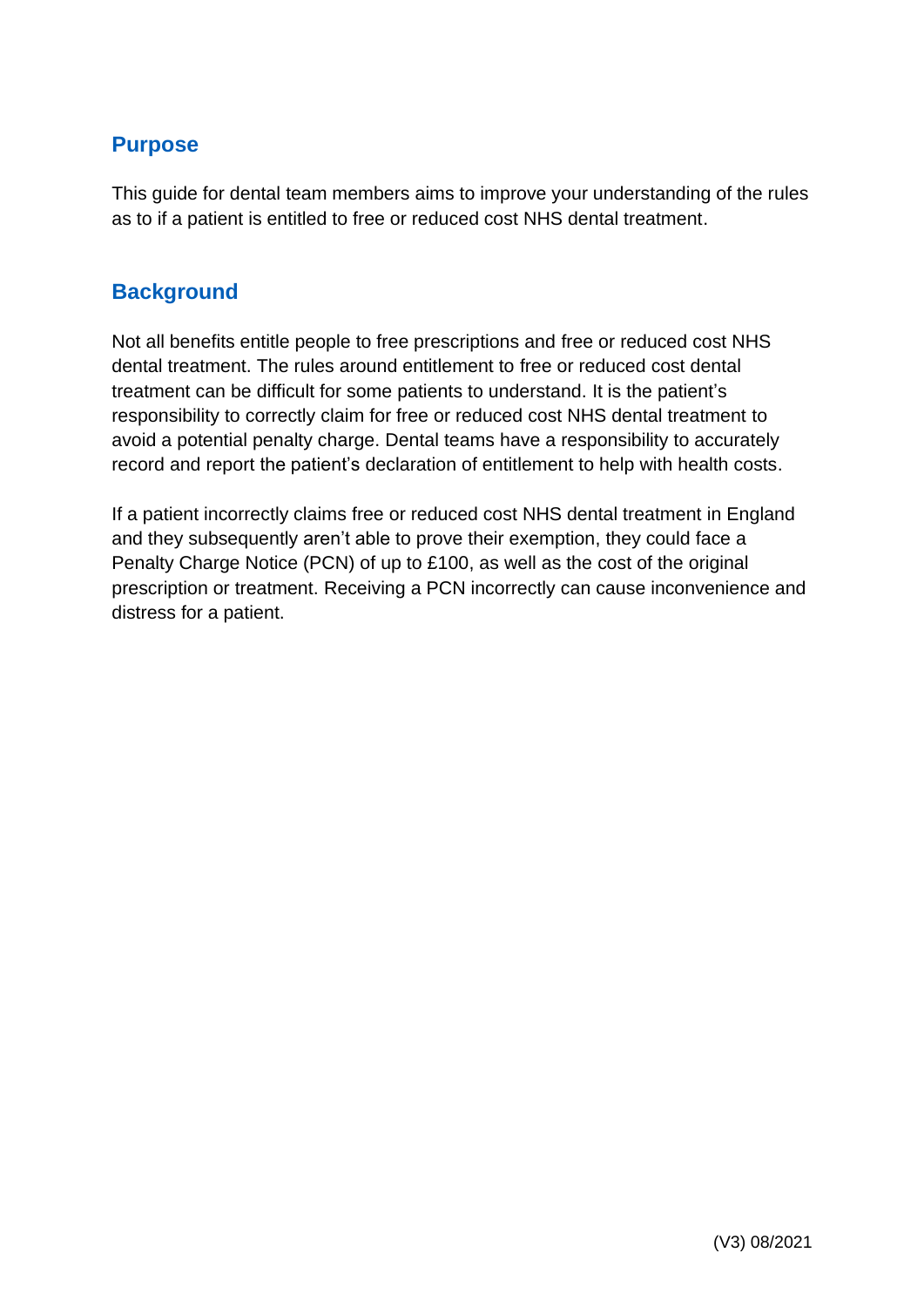## Purpose

This guide for dental team members aims to improve your understanding of the rules as to if a patient is entitled to free or reduced cost NHS dental treatment.

## Background

Not all benefits entitle people to free prescriptions and free or reduced cost NHS dental treatment. The rules around entitlement to free or reduced cost dental treatment can be difficult for some patients to understand. It is the patient's responsibility to correctly claim for free or reduced cost NHS dental treatment to avoid a potential penalty charge. Dental teams have a responsibility to accurately record and report the patient's declaration of entitlement to help with health costs.

If a patient incorrectly claims free or reduced cost NHS dental treatment in England and they subsequently aren't able to prove their exemption, they could face a Penalty Charge Notice (PCN) of up to £100, as well as the cost of the original prescription or treatment. Receiving a PCN incorrectly can cause inconvenience and distress for a patient.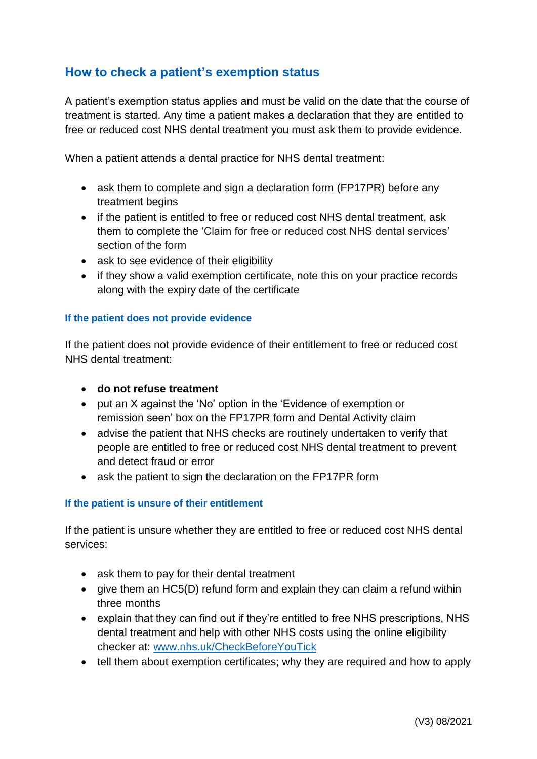## How to check a patient's exemption status

A patient's exemption status applies and must be valid on the date that the course of treatment is started. Any time a patient makes a declaration that they are entitled to free or reduced cost NHS dental treatment you must ask them to provide evidence.

When a patient attends a dental practice for NHS dental treatment:

- ask them to complete and sign a declaration form (FP17PR) before any treatment begins
- if the patient is entitled to free or reduced cost NHS dental treatment, ask them to complete the 'Claim for free or reduced cost NHS dental services' section of the form
- ask to see evidence of their eligibility
- if they show a valid exemption certificate, note this on your practice records along with the expiry date of the certificate

### If the patient does not provide evidence

If the patient does not provide evidence of their entitlement to free or reduced cost NHS dental treatment:

- **do not refuse treatment**
- put an X against the 'No' option in the 'Evidence of exemption or remission seen' box on the FP17PR form and Dental Activity claim
- advise the patient that NHS checks are routinely undertaken to verify that people are entitled to free or reduced cost NHS dental treatment to prevent and detect fraud or error
- ask the patient to sign the declaration on the FP17PR form

### If the patient is unsure of their entitlement

If the patient is unsure whether they are entitled to free or reduced cost NHS dental services:

- ask them to pay for their dental treatment
- give them an HC5(D) refund form and explain they can claim a refund within three months
- explain that they can find out if they're entitled to free NHS prescriptions, NHS dental treatment and help with other NHS costs using the online eligibility checker at: [www.nhs.uk/CheckBeforeYouTick](www.nhs.uk/CheckBeforeYouTick)
- tell them about exemption certificates; why they are required and how to apply

(V3) 08/2021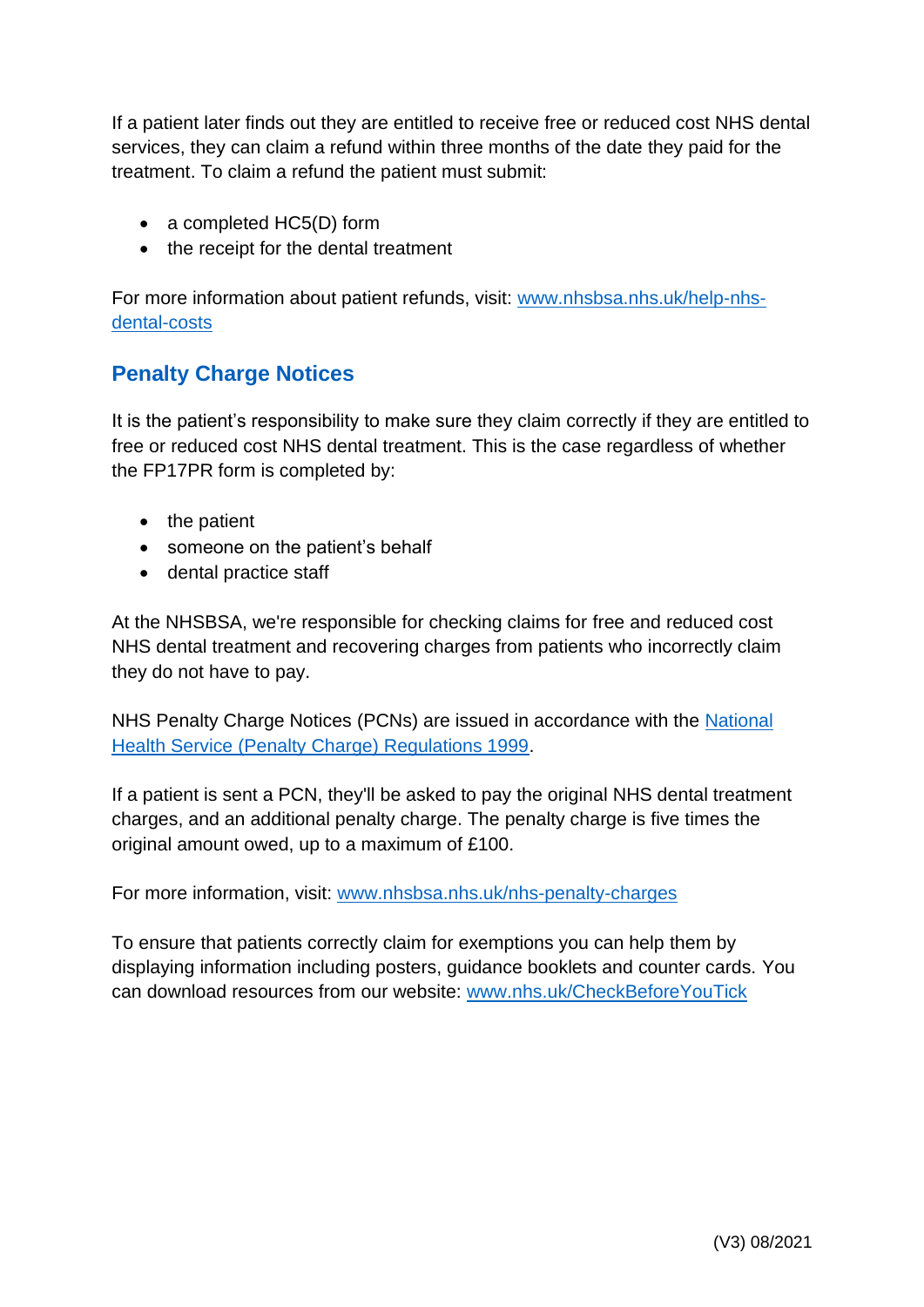If a patient later finds out they are entitled to receive free or reduced cost NHS dental services, they can claim a refund within three months of the date they paid for the treatment. To claim a refund the patient must submit:

- a completed HC5(D) form
- the receipt for the dental treatment

For more information about patient refunds, visit: [www.nhsbsa.nhs.uk/help-nhs-dental-costs](www.nhsbsa.nhs.uk/help-nhs-dental-costs)

## Penalty Charge Notices

It is the patient's responsibility to make sure they claim correctly if they are entitled to free or reduced cost NHS dental treatment. This is the case regardless of whether the FP17PR form is completed by:

- the patient
- someone on the patient's behalf
- dental practice staff

At the NHSBSA, we're responsible for checking claims for free and reduced cost NHS dental treatment and recovering charges from patients who incorrectly claim they do not have to pay.

NHS Penalty Charge Notices (PCNs) are issued in accordance with the National Health Service (Penalty Charge) Regulations 1999.

If a patient is sent a PCN, they'll be asked to pay the original NHS dental treatment charges, and an additional penalty charge. The penalty charge is five times the original amount owed, up to a maximum of £100.

For more information, visit: [www.nhsbsa.nhs.uk/nhs-penalty-charges](www.nhsbsa.nhs.uk/nhs-penalty-charges)

To ensure that patients correctly claim for exemptions you can help them by displaying information including posters, guidance booklets and counter cards. You can download resources from our website: [www.nhs.uk/CheckBeforeYouTick](www.nhs.uk/CheckBeforeYouTick)

(V3) 08/2021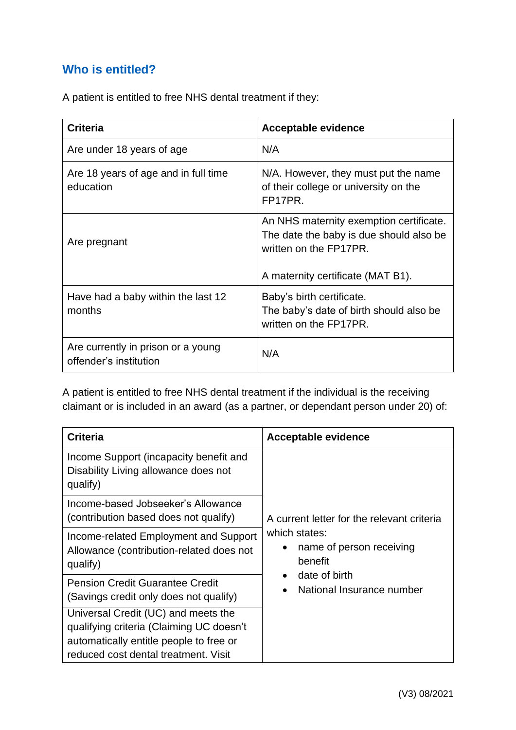## Who is entitled?

A patient is entitled to free NHS dental treatment if they:

| Criteria | Acceptable evidence |
|---|---|
| Are under 18 years of age | N/A |
| Are 18 years of age and in full time education | N/A. However, they must put the name of their college or university on the FP17PR. |
| Are pregnant | An NHS maternity exemption certificate. The date the baby is due should also be written on the FP17PR.<br><br>A maternity certificate (MAT B1). |
| Have had a baby within the last 12 months | Baby's birth certificate.<br>The baby's date of birth should also be written on the FP17PR. |
| Are currently in prison or a young offender's institution | N/A |

A patient is entitled to free NHS dental treatment if the individual is the receiving claimant or is included in an award (as a partner, or dependant person under 20) of:

| Criteria | Acceptable evidence |
|---|---|
| Income Support (incapacity benefit and Disability Living allowance does not qualify) | A current letter for the relevant criteria which states:<br>• name of person receiving benefit<br>• date of birth<br>• National Insurance number |
| Income-based Jobseeker's Allowance (contribution based does not qualify) | |
| Income-related Employment and Support Allowance (contribution-related does not qualify) | |
| Pension Credit Guarantee Credit (Savings credit only does not qualify) | |
| Universal Credit (UC) and meets the qualifying criteria (Claiming UC doesn't automatically entitle people to free or reduced cost dental treatment. Visit | |

(V3) 08/2021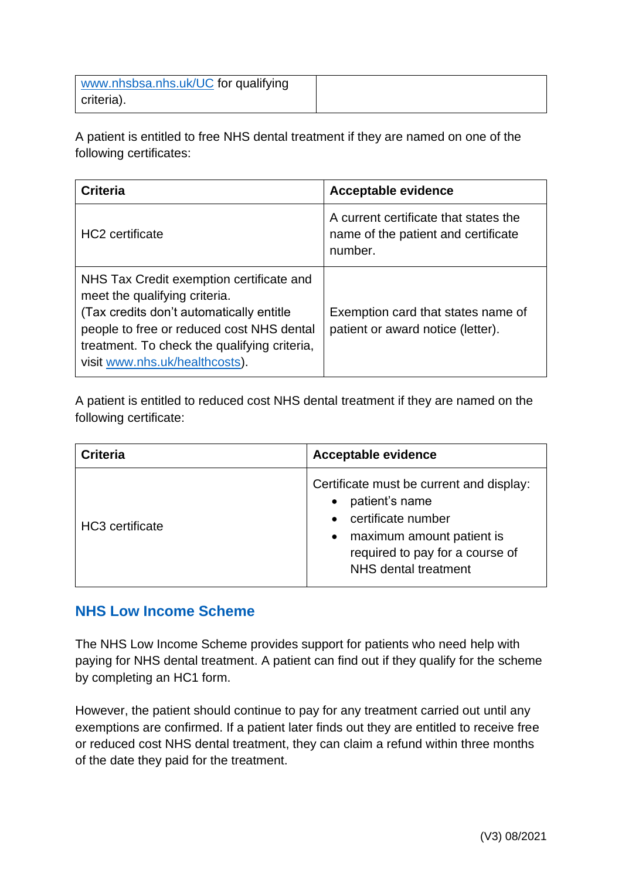| www.nhsbsa.nhs.uk/UC for qualifying criteria). | |
|---|---|

A patient is entitled to free NHS dental treatment if they are named on one of the following certificates:

| Criteria | Acceptable evidence |
|---|---|
| HC2 certificate | A current certificate that states the name of the patient and certificate number. |
| NHS Tax Credit exemption certificate and meet the qualifying criteria. (Tax credits don't automatically entitle people to free or reduced cost NHS dental treatment. To check the qualifying criteria, visit www.nhs.uk/healthcosts). | Exemption card that states name of patient or award notice (letter). |

A patient is entitled to reduced cost NHS dental treatment if they are named on the following certificate:

| Criteria | Acceptable evidence |
|---|---|
| HC3 certificate | Certificate must be current and display: <br>• patient's name <br>• certificate number <br>• maximum amount patient is required to pay for a course of NHS dental treatment |

## NHS Low Income Scheme

The NHS Low Income Scheme provides support for patients who need help with paying for NHS dental treatment. A patient can find out if they qualify for the scheme by completing an HC1 form.

However, the patient should continue to pay for any treatment carried out until any exemptions are confirmed. If a patient later finds out they are entitled to receive free or reduced cost NHS dental treatment, they can claim a refund within three months of the date they paid for the treatment.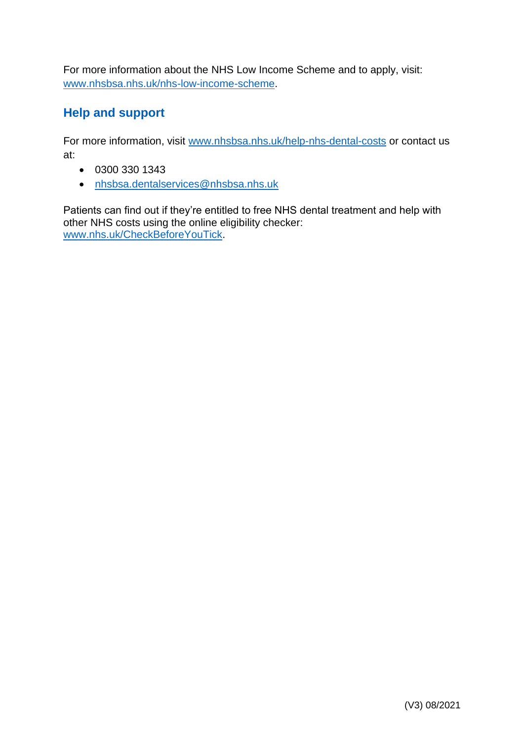For more information about the NHS Low Income Scheme and to apply, visit: www.nhsbsa.nhs.uk/nhs-low-income-scheme.

## Help and support

For more information, visit www.nhsbsa.nhs.uk/help-nhs-dental-costs or contact us at:

- 0300 330 1343
- nhsbsa.dentalservices@nhsbsa.nhs.uk

Patients can find out if they're entitled to free NHS dental treatment and help with other NHS costs using the online eligibility checker: www.nhs.uk/CheckBeforeYouTick.

(V3) 08/2021